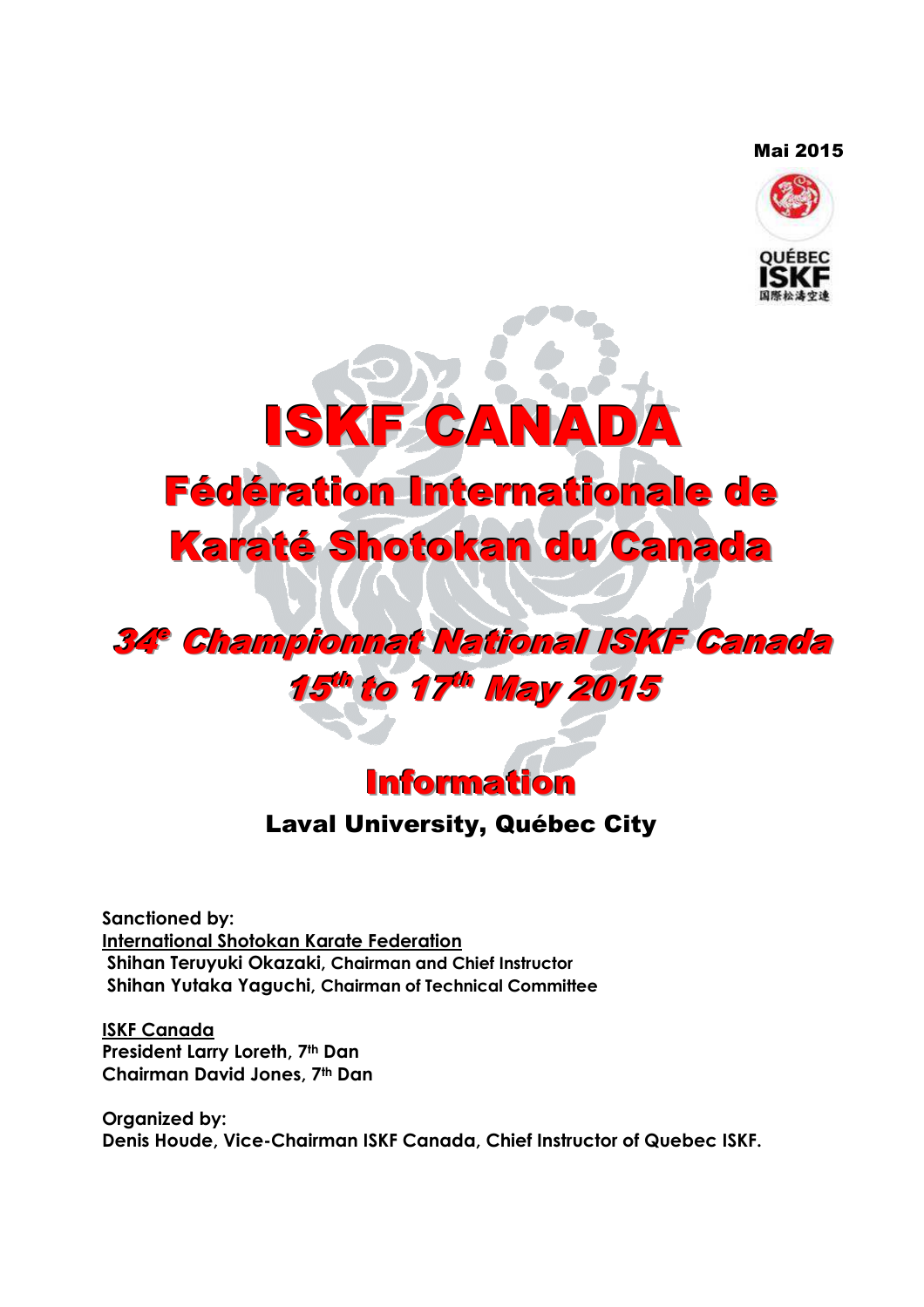Mai 2015

QUÉBEC ISKF 国際松濤空連

# ISKF CANADA

## Fédération Internationale de Karaté Shotokan du Canada

### *34e Championnat National ISKF Canada*

### *15th to 17th May 2015*

## Information

**Laval University, Québec City**

**Sanctioned by:**
**International Shotokan Karate Federation**
**Shihan Teruyuki Okazaki, Chairman and Chief Instructor**
**Shihan Yutaka Yaguchi, Chairman of Technical Committee**

**ISKF Canada**
**President Larry Loreth, 7th Dan**
**Chairman David Jones, 7th Dan**

**Organized by:**
**Denis Houde, Vice-Chairman ISKF Canada, Chief Instructor of Quebec ISKF.**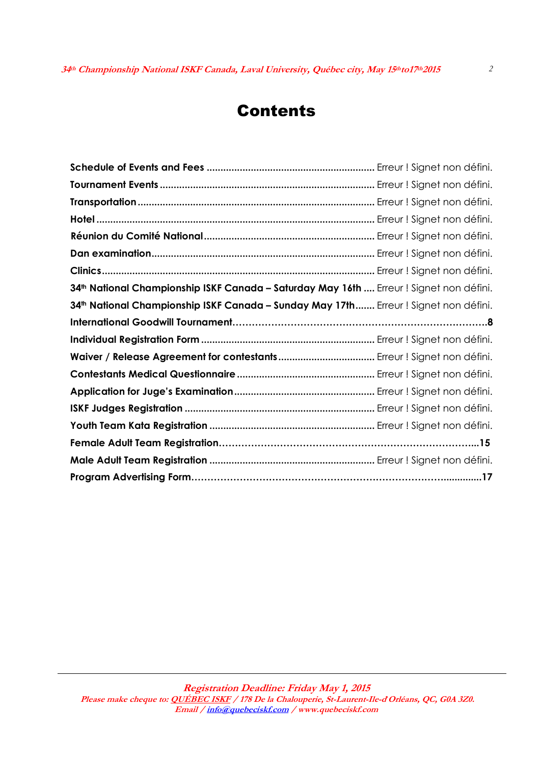# Contents

**Schedule of Events and Fees** ............................................................. Erreur ! Signet non défini.

**Tournament Events** ............................................................................. Erreur ! Signet non défini.

**Transportation** ..................................................................................... Erreur ! Signet non défini.

**Hotel** .................................................................................................... Erreur ! Signet non défini.

**Réunion du Comité National** ............................................................. Erreur ! Signet non défini.

**Dan examination** ................................................................................ Erreur ! Signet non défini.

**Clinics** .................................................................................................. Erreur ! Signet non défini.

**34th National Championship ISKF Canada – Saturday May 16th** .... Erreur ! Signet non défini.

**34th National Championship ISKF Canada – Sunday May 17th** ....... Erreur ! Signet non défini.

**International Goodwill Tournament**……………………………………………………………………8

**Individual Registration Form** ............................................................... Erreur ! Signet non défini.

**Waiver / Release Agreement for contestants** ................................... Erreur ! Signet non défini.

**Contestants Medical Questionnaire** .................................................. Erreur ! Signet non défini.

**Application for Juge's Examination** ................................................... Erreur ! Signet non défini.

**ISKF Judges Registration** ..................................................................... Erreur ! Signet non défini.

**Youth Team Kata Registration** ............................................................ Erreur ! Signet non défini.

**Female Adult Team Registration**……………………………………………………………………..15

**Male Adult Team Registration** ............................................................ Erreur ! Signet non défini.

**Program Advertising Form**…………………………………………………………………..............17

*Registration Deadline: Friday May 1, 2015*

*Please make cheque to: QUÉBEC ISKF / 178 De la Chalouperie, St-Laurent-Ile-d Orléans, QC, G0A 3Z0.*
*Email / info@quebeciskf.com / www.quebeciskf.com*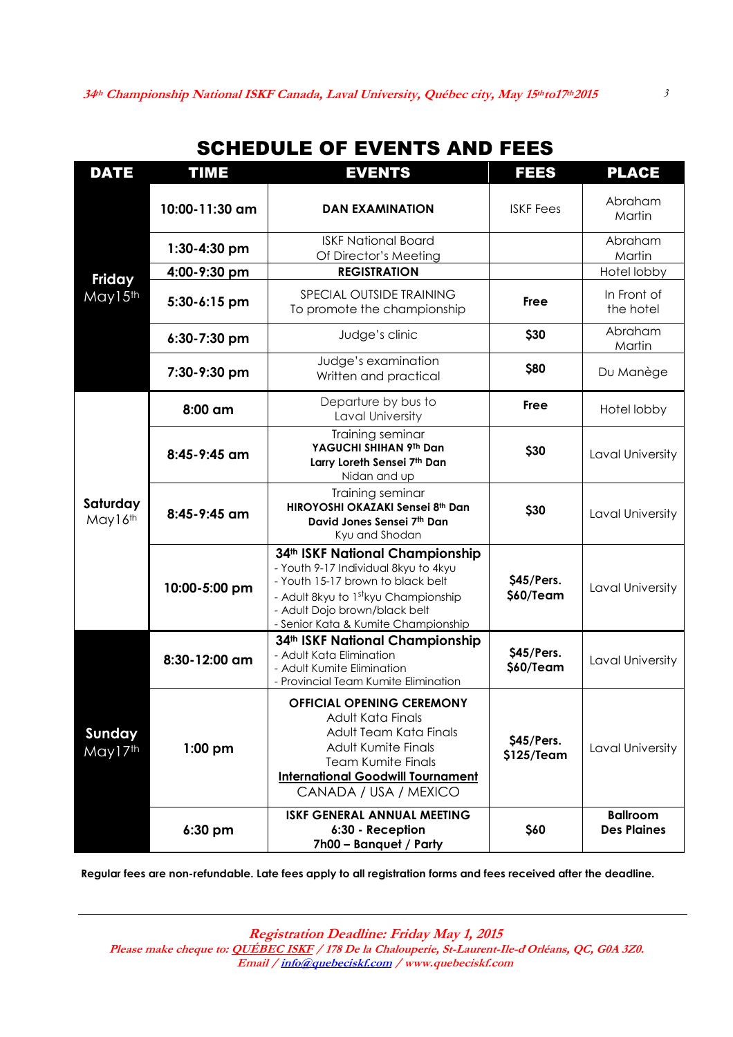## SCHEDULE OF EVENTS AND FEES

| DATE | TIME | EVENTS | FEES | PLACE |
|---|---|---|---|---|
| **Friday** May15th | **10:00-11:30 am** | **DAN EXAMINATION** | ISKF Fees | Abraham Martin |
| | **1:30-4:30 pm** | ISKF National Board Of Director's Meeting | | Abraham Martin |
| | **4:00-9:30 pm** | **REGISTRATION** | | Hotel lobby |
| | **5:30-6:15 pm** | SPECIAL OUTSIDE TRAINING To promote the championship | **Free** | In Front of the hotel |
| | **6:30-7:30 pm** | Judge's clinic | **$30** | Abraham Martin |
| | **7:30-9:30 pm** | Judge's examination Written and practical | **$80** | Du Manège |
| **Saturday** May16th | **8:00 am** | Departure by bus to Laval University | **Free** | Hotel lobby |
| | **8:45-9:45 am** | Training seminar **YAGUCHI SHIHAN 9th Dan** **Larry Loreth Sensei 7th Dan** Nidan and up | **$30** | Laval University |
| | **8:45-9:45 am** | Training seminar **HIROYOSHI OKAZAKI Sensei 8th Dan** **David Jones Sensei 7th Dan** Kyu and Shodan | **$30** | Laval University |
| | **10:00-5:00 pm** | **34th ISKF National Championship** - Youth 9-17 Individual 8kyu to 4kyu - Youth 15-17 brown to black belt - Adult 8kyu to 1stkyu Championship - Adult Dojo brown/black belt - Senior Kata & Kumite Championship | **$45/Pers. $60/Team** | Laval University |
| **Sunday** May17th | **8:30-12:00 am** | **34th ISKF National Championship** - Adult Kata Elimination - Adult Kumite Elimination - Provincial Team Kumite Elimination | **$45/Pers. $60/Team** | Laval University |
| | **1:00 pm** | **OFFICIAL OPENING CEREMONY** Adult Kata Finals Adult Team Kata Finals Adult Kumite Finals Team Kumite Finals **International Goodwill Tournament** CANADA / USA / MEXICO | **$45/Pers. $125/Team** | Laval University |
| | **6:30 pm** | **ISKF GENERAL ANNUAL MEETING** **6:30 - Reception** **7h00 – Banquet / Party** | **$60** | **Ballroom Des Plaines** |

**Regular fees are non-refundable. Late fees apply to all registration forms and fees received after the deadline.**

---

***Registration Deadline: Friday May 1, 2015***

*Please make cheque to: QUÉBEC ISKF / 178 De la Chalouperie, St-Laurent-Ile-d Orléans, QC, G0A 3Z0.*

*Email / info@quebeciskf.com / www.quebeciskf.com*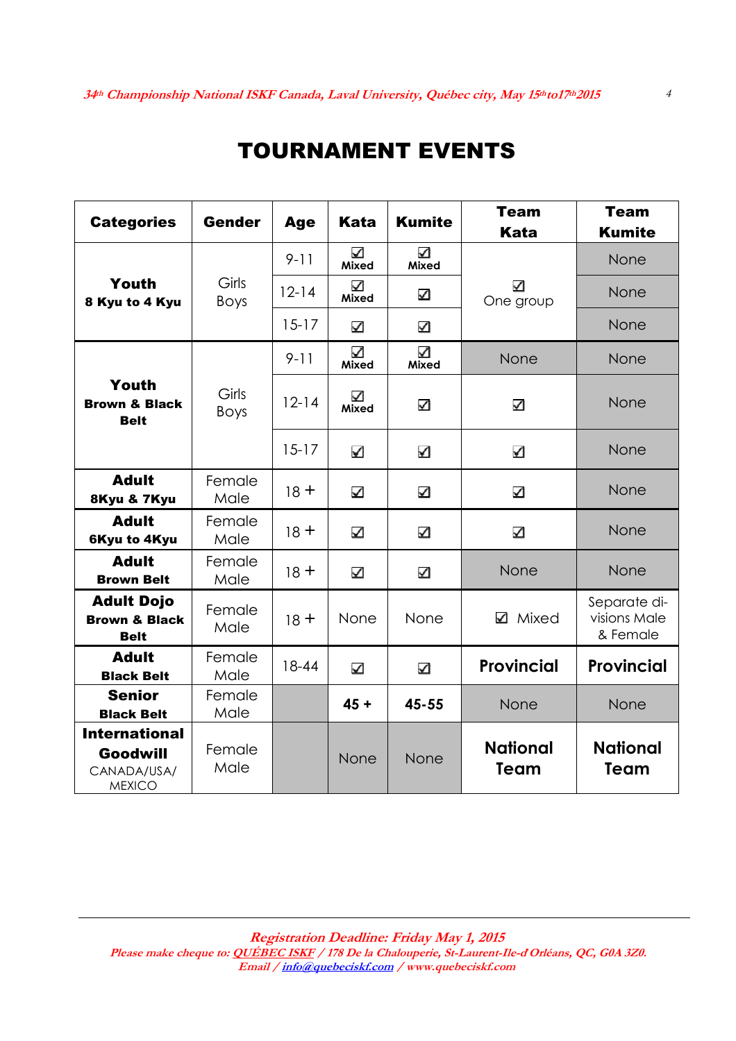# TOURNAMENT EVENTS

| Categories | Gender | Age | Kata | Kumite | Team Kata | Team Kumite |
|---|---|---|---|---|---|---|
| **Youth** **8 Kyu to 4 Kyu** | Girls Boys | 9-11 | ☑ Mixed | ☑ Mixed | ☑ One group | None |
| | | 12-14 | ☑ Mixed | ☑ | | None |
| | | 15-17 | ☑ | ☑ | | None |
| **Youth** **Brown & Black Belt** | Girls Boys | 9-11 | ☑ Mixed | ☑ Mixed | None | None |
| | | 12-14 | ☑ Mixed | ☑ | ☑ | None |
| | | 15-17 | ☑ | ☑ | ☑ | None |
| **Adult** **8Kyu & 7Kyu** | Female Male | 18 + | ☑ | ☑ | ☑ | None |
| **Adult** **6Kyu to 4Kyu** | Female Male | 18 + | ☑ | ☑ | ☑ | None |
| **Adult** **Brown Belt** | Female Male | 18 + | ☑ | ☑ | None | None |
| **Adult Dojo** **Brown & Black Belt** | Female Male | 18 + | None | None | ☑ Mixed | Separate divisions Male & Female |
| **Adult** **Black Belt** | Female Male | 18-44 | ☑ | ☑ | **Provincial** | **Provincial** |
| **Senior** **Black Belt** | Female Male | | **45 +** | **45-55** | None | None |
| **International Goodwill** CANADA/USA/ MEXICO | Female Male | | None | None | **National Team** | **National Team** |

***Registration Deadline: Friday May 1, 2015***

*Please make cheque to: QUÉBEC ISKF / 178 De la Chalouperie, St-Laurent-Ile-d Orléans, QC, G0A 3Z0.*
*Email / info@quebeciskf.com / www.quebeciskf.com*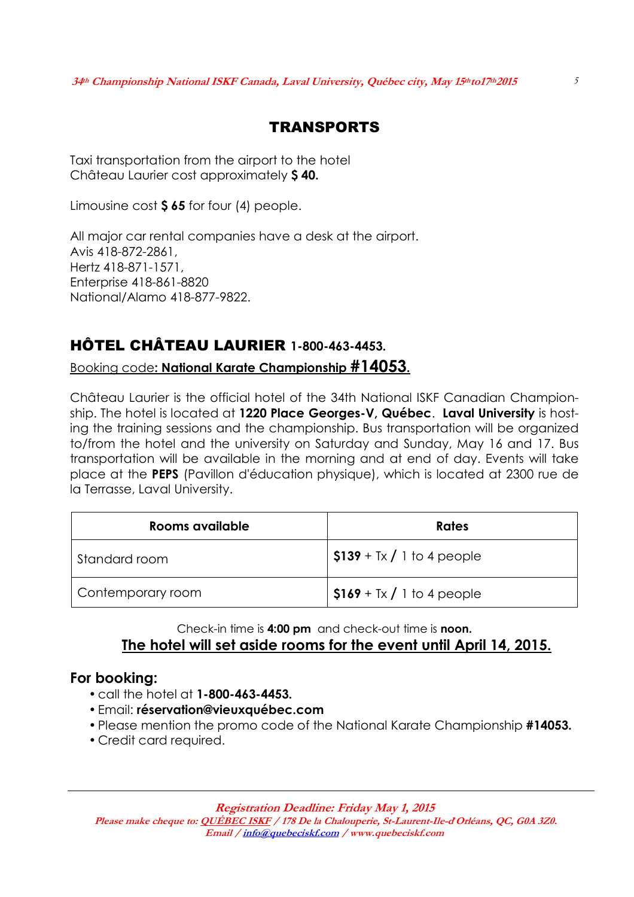## TRANSPORTS

Taxi transportation from the airport to the hotel
Château Laurier cost approximately **$ 40.**

Limousine cost **$ 65** for four (4) people.

All major car rental companies have a desk at the airport.
Avis 418-872-2861,
Hertz 418-871-1571,
Enterprise 418-861-8820
National/Alamo 418-877-9822.

## HÔTEL CHÂTEAU LAURIER 1-800-463-4453.

Booking code**: National Karate Championship #14053.**

Château Laurier is the official hotel of the 34th National ISKF Canadian Championship. The hotel is located at **1220 Place Georges-V**, **Québec**. **Laval University** is hosting the training sessions and the championship. Bus transportation will be organized to/from the hotel and the university on Saturday and Sunday, May 16 and 17. Bus transportation will be available in the morning and at end of day. Events will take place at the **PEPS** (Pavillon d'éducation physique), which is located at 2300 rue de la Terrasse, Laval University.

| Rooms available | Rates |
|---|---|
| Standard room | **$139** + Tx **/** 1 to 4 people |
| Contemporary room | **$169** + Tx **/** 1 to 4 people |

Check-in time is **4:00 pm** and check-out time is **noon.**

**The hotel will set aside rooms for the event until April 14, 2015.**

### For booking:

- call the hotel at **1-800-463-4453.**
- Email: **réservation@vieuxquébec.com**
- Please mention the promo code of the National Karate Championship **#14053.**
- Credit card required.

***Registration Deadline: Friday May 1, 2015***

***Please make cheque to: QUÉBEC ISKF / 178 De la Chalouperie, St-Laurent-Ile-d Orléans, QC, G0A 3Z0.***

***Email / info@quebeciskf.com / www.quebeciskf.com***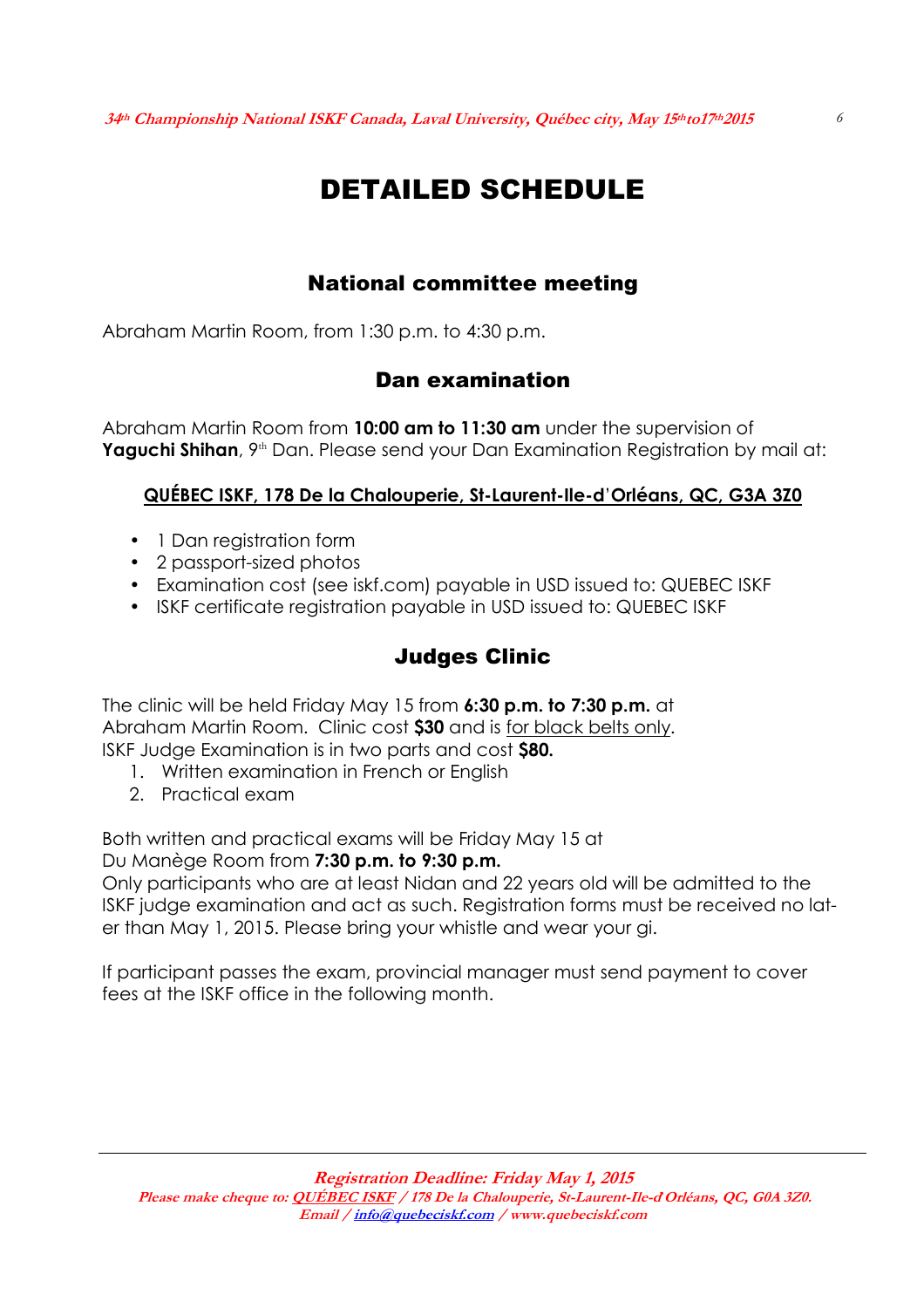# DETAILED SCHEDULE

## National committee meeting

Abraham Martin Room, from 1:30 p.m. to 4:30 p.m.

## Dan examination

Abraham Martin Room from **10:00 am to 11:30 am** under the supervision of **Yaguchi Shihan**, 9th Dan. Please send your Dan Examination Registration by mail at:

**QUÉBEC ISKF, 178 De la Chalouperie, St-Laurent-Ile-d'Orléans, QC, G3A 3Z0**

- 1 Dan registration form
- 2 passport-sized photos
- Examination cost (see iskf.com) payable in USD issued to: QUEBEC ISKF
- ISKF certificate registration payable in USD issued to: QUEBEC ISKF

## Judges Clinic

The clinic will be held Friday May 15 from **6:30 p.m. to 7:30 p.m.** at Abraham Martin Room. Clinic cost **$30** and is for black belts only.
ISKF Judge Examination is in two parts and cost **$80.**

1. Written examination in French or English
2. Practical exam

Both written and practical exams will be Friday May 15 at
Du Manège Room from **7:30 p.m. to 9:30 p.m.**
Only participants who are at least Nidan and 22 years old will be admitted to the ISKF judge examination and act as such. Registration forms must be received no later than May 1, 2015. Please bring your whistle and wear your gi.

If participant passes the exam, provincial manager must send payment to cover fees at the ISKF office in the following month.

***Registration Deadline: Friday May 1, 2015***
***Please make cheque to: QUÉBEC ISKF / 178 De la Chalouperie, St-Laurent-Ile-d Orléans, QC, G0A 3Z0.***
***Email / info@quebeciskf.com / www.quebeciskf.com***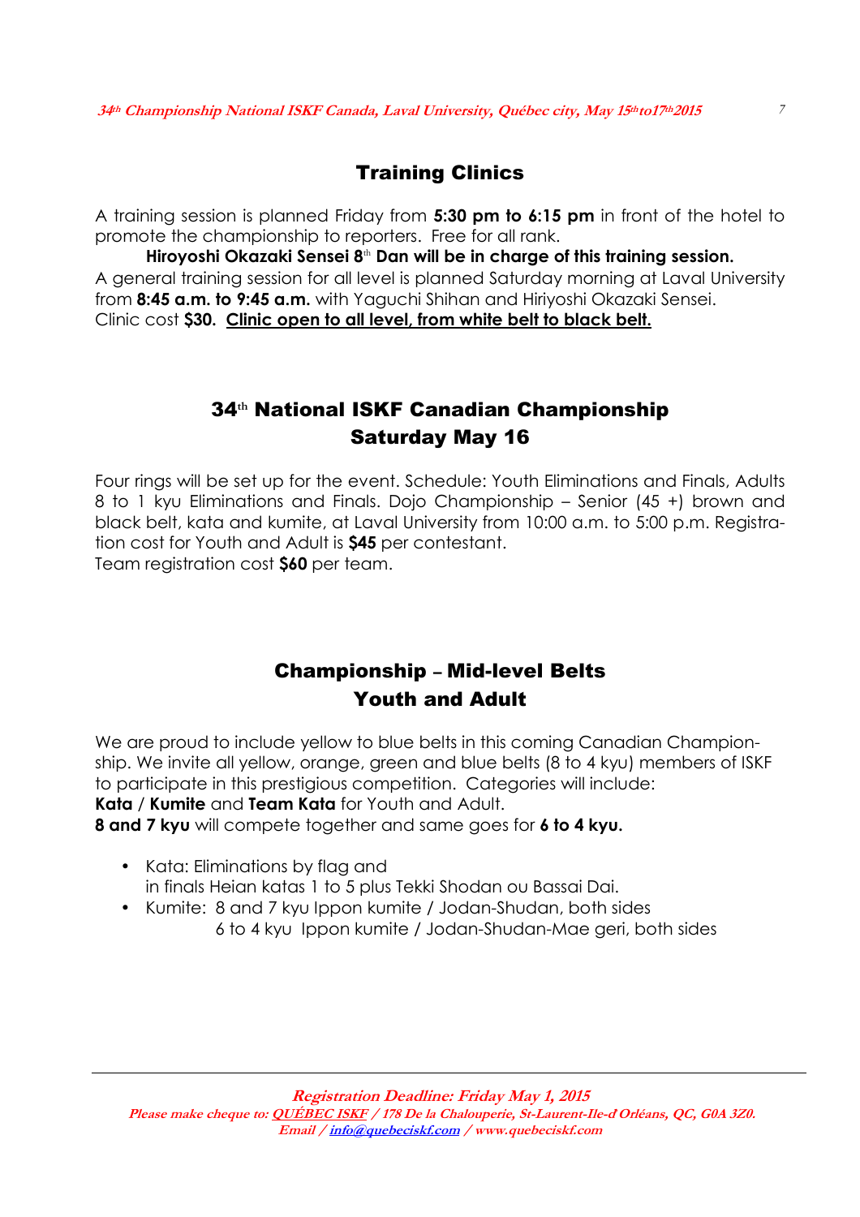## Training Clinics

A training session is planned Friday from **5:30 pm to 6:15 pm** in front of the hotel to promote the championship to reporters. Free for all rank.

**Hiroyoshi Okazaki Sensei 8th Dan will be in charge of this training session.**

A general training session for all level is planned Saturday morning at Laval University from **8:45 a.m. to 9:45 a.m.** with Yaguchi Shihan and Hiriyoshi Okazaki Sensei.
Clinic cost **$30.** **Clinic open to all level, from white belt to black belt.**

## 34th National ISKF Canadian Championship
## Saturday May 16

Four rings will be set up for the event. Schedule: Youth Eliminations and Finals, Adults 8 to 1 kyu Eliminations and Finals. Dojo Championship – Senior (45 +) brown and black belt, kata and kumite, at Laval University from 10:00 a.m. to 5:00 p.m. Registration cost for Youth and Adult is **$45** per contestant.
Team registration cost **$60** per team.

## Championship – Mid-level Belts
## Youth and Adult

We are proud to include yellow to blue belts in this coming Canadian Championship. We invite all yellow, orange, green and blue belts (8 to 4 kyu) members of ISKF to participate in this prestigious competition. Categories will include:
**Kata** / **Kumite** and **Team Kata** for Youth and Adult.
**8 and 7 kyu** will compete together and same goes for **6 to 4 kyu.**

- Kata: Eliminations by flag and
  in finals Heian katas 1 to 5 plus Tekki Shodan ou Bassai Dai.
- Kumite: 8 and 7 kyu Ippon kumite / Jodan-Shudan, both sides
  6 to 4 kyu Ippon kumite / Jodan-Shudan-Mae geri, both sides

---

***Registration Deadline: Friday May 1, 2015***
***Please make cheque to: QUÉBEC ISKF / 178 De la Chalouperie, St-Laurent-Ile-d'Orléans, QC, G0A 3Z0.***
***Email / info@quebeciskf.com / www.quebeciskf.com***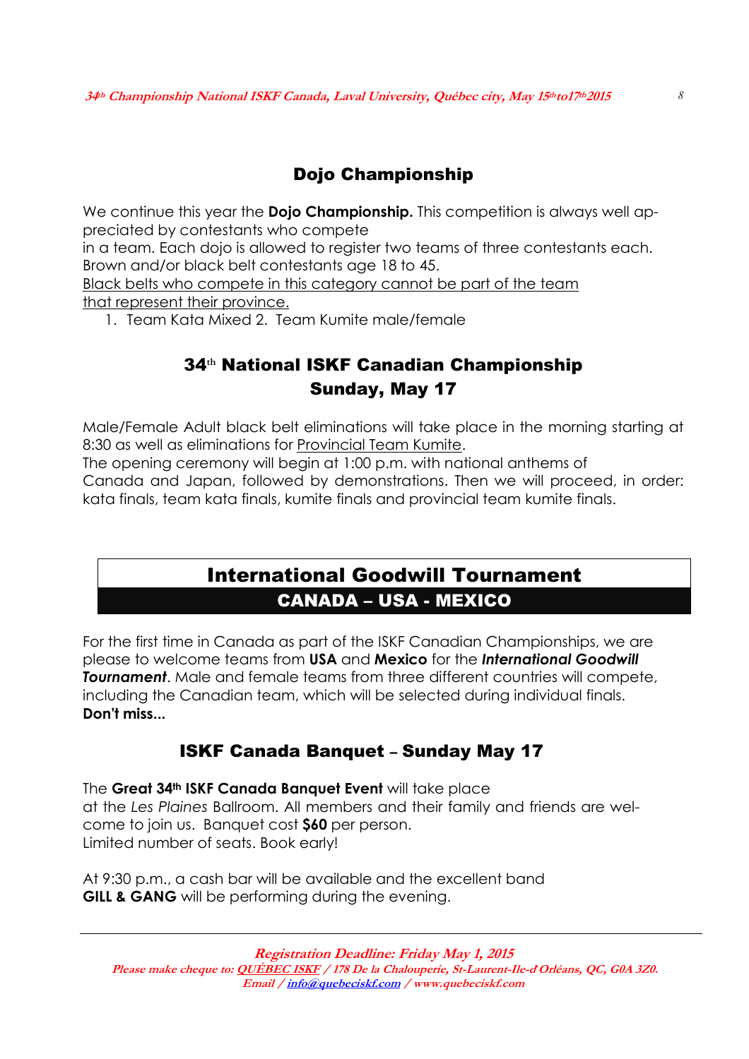## Dojo Championship

We continue this year the **Dojo Championship.** This competition is always well appreciated by contestants who compete
in a team. Each dojo is allowed to register two teams of three contestants each. Brown and/or black belt contestants age 18 to 45.
<u>Black belts who compete in this category cannot be part of the team that represent their province.</u>

1. Team Kata Mixed 2. Team Kumite male/female

## 34th National ISKF Canadian Championship
## Sunday, May 17

Male/Female Adult black belt eliminations will take place in the morning starting at 8:30 as well as eliminations for <u>Provincial Team Kumite</u>.
The opening ceremony will begin at 1:00 p.m. with national anthems of Canada and Japan, followed by demonstrations. Then we will proceed, in order: kata finals, team kata finals, kumite finals and provincial team kumite finals.

## International Goodwill Tournament
### CANADA – USA - MEXICO

For the first time in Canada as part of the ISKF Canadian Championships, we are please to welcome teams from **USA** and **Mexico** for the ***International Goodwill Tournament***. Male and female teams from three different countries will compete, including the Canadian team, which will be selected during individual finals.
**Don't miss...**

## ISKF Canada Banquet – Sunday May 17

The **Great 34th ISKF Canada Banquet Event** will take place
at the *Les Plaines* Ballroom. All members and their family and friends are welcome to join us. Banquet cost **$60** per person.
Limited number of seats. Book early!

At 9:30 p.m., a cash bar will be available and the excellent band
**GILL & GANG** will be performing during the evening.

***Registration Deadline: Friday May 1, 2015***
***Please make cheque to: QUÉBEC ISKF / 178 De la Chalouperie, St-Laurent-Ile-d Orléans, QC, G0A 3Z0.***
***Email / info@quebeciskf.com / www.quebeciskf.com***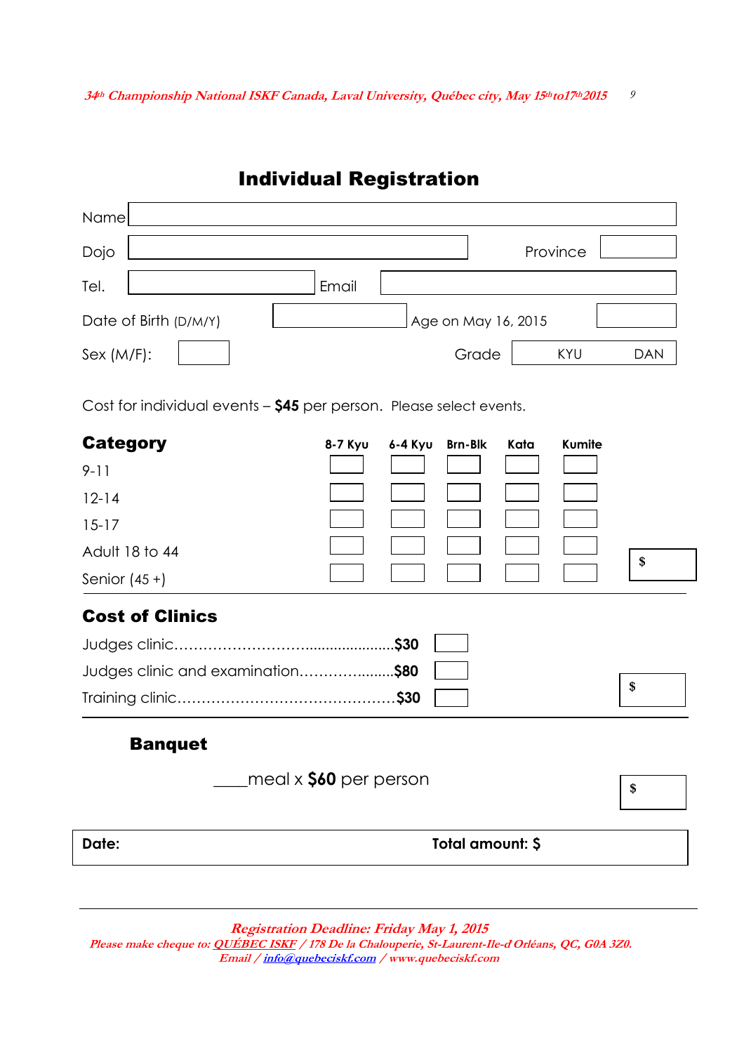# Individual Registration

Name

Dojo Province

Tel. Email

Date of Birth (D/M/Y) Age on May 16, 2015

Sex (M/F): Grade KYU DAN

Cost for individual events – **$45** per person. Please select events.

| **Category** | 8-7 Kyu | 6-4 Kyu | Brn-Blk | Kata | Kumite |
|---|---|---|---|---|---|
| 9-11 | | | | | |
| 12-14 | | | | | |
| 15-17 | | | | | |
| Adult 18 to 44 | | | | | |
| Senior (45 +) | | | | | |

$

## Cost of Clinics

Judges clinic.........................................$30

Judges clinic and examination......................$80

Training clinic.............................................$30

$

## Banquet

____meal x **$60** per person

$

**Date:** **Total amount: $**

---

*Registration Deadline: Friday May 1, 2015*

*Please make cheque to: QUÉBEC ISKF / 178 De la Chalouperie, St-Laurent-Ile-d Orléans, QC, G0A 3Z0.*

*Email / info@quebeciskf.com / www.quebeciskf.com*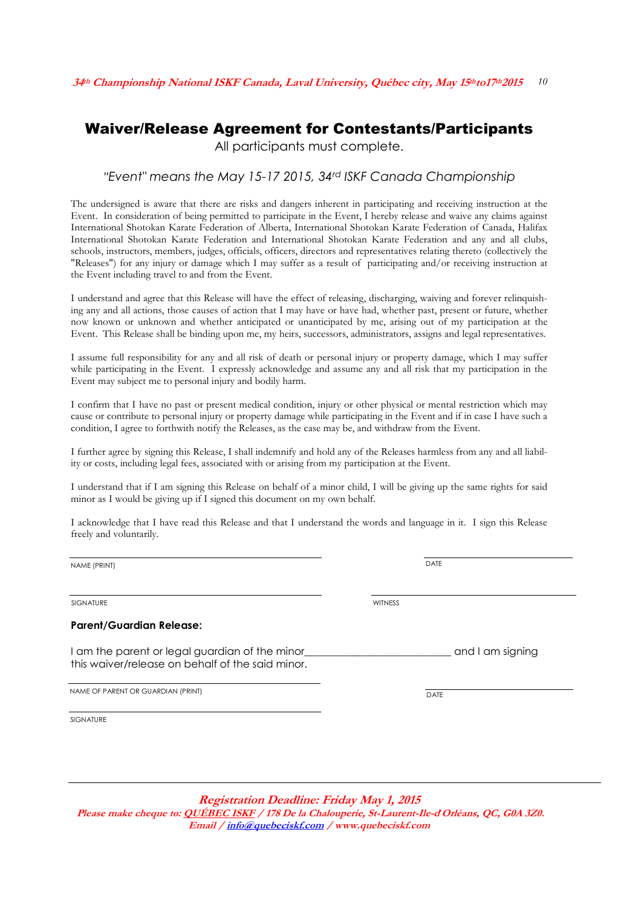# Waiver/Release Agreement for Contestants/Participants

All participants must complete.

*"Event" means the May 15-17 2015, 34rd ISKF Canada Championship*

The undersigned is aware that there are risks and dangers inherent in participating and receiving instruction at the Event. In consideration of being permitted to participate in the Event, I hereby release and waive any claims against International Shotokan Karate Federation of Alberta, International Shotokan Karate Federation of Canada, Halifax International Shotokan Karate Federation and International Shotokan Karate Federation and any and all clubs, schools, instructors, members, judges, officials, officers, directors and representatives relating thereto (collectively the "Releases") for any injury or damage which I may suffer as a result of participating and/or receiving instruction at the Event including travel to and from the Event.

I understand and agree that this Release will have the effect of releasing, discharging, waiving and forever relinquishing any and all actions, those causes of action that I may have or have had, whether past, present or future, whether now known or unknown and whether anticipated or unanticipated by me, arising out of my participation at the Event. This Release shall be binding upon me, my heirs, successors, administrators, assigns and legal representatives.

I assume full responsibility for any and all risk of death or personal injury or property damage, which I may suffer while participating in the Event. I expressly acknowledge and assume any and all risk that my participation in the Event may subject me to personal injury and bodily harm.

I confirm that I have no past or present medical condition, injury or other physical or mental restriction which may cause or contribute to personal injury or property damage while participating in the Event and if in case I have such a condition, I agree to forthwith notify the Releases, as the case may be, and withdraw from the Event.

I further agree by signing this Release, I shall indemnify and hold any of the Releases harmless from any and all liability or costs, including legal fees, associated with or arising from my participation at the Event.

I understand that if I am signing this Release on behalf of a minor child, I will be giving up the same rights for said minor as I would be giving up if I signed this document on my own behalf.

I acknowledge that I have read this Release and that I understand the words and language in it. I sign this Release freely and voluntarily.

NAME (PRINT) ______________________ DATE ______________________

SIGNATURE ______________________ WITNESS ______________________

**Parent/Guardian Release:**

I am the parent or legal guardian of the minor__________________________ and I am signing this waiver/release on behalf of the said minor.

NAME OF PARENT OR GUARDIAN (PRINT) ______________________ DATE ______________________

SIGNATURE ______________________

***Registration Deadline: Friday May 1, 2015***

***Please make cheque to: QUÉBEC ISKF / 178 De la Chalouperie, St-Laurent-Ile-d Orléans, QC, G0A 3Z0.***

***Email / info@quebeciskf.com / www.quebeciskf.com***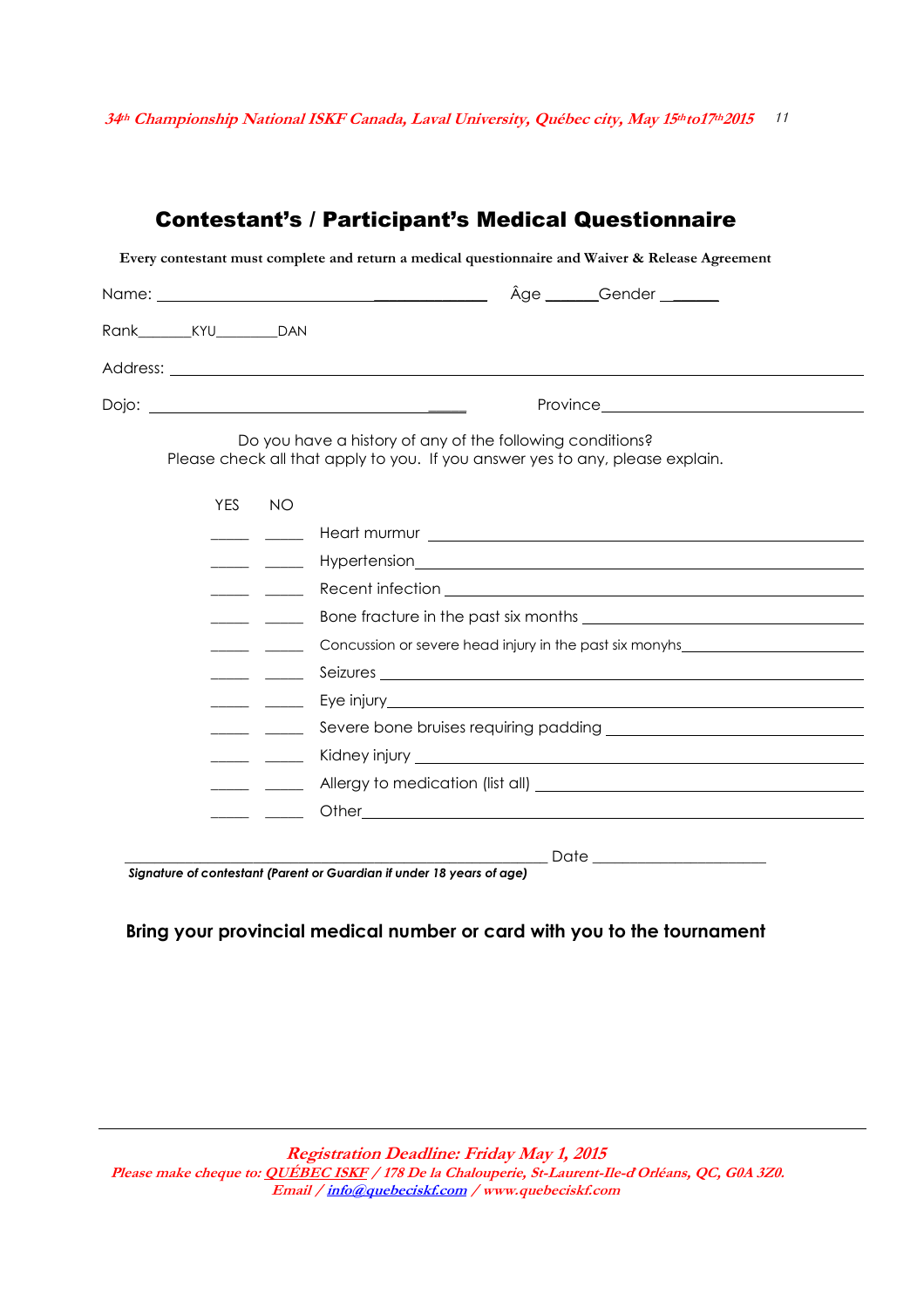## Contestant's / Participant's Medical Questionnaire

**Every contestant must complete and return a medical questionnaire and Waiver & Release Agreement**

Name: ______________________________ Âge ______Gender ______

Rank______KYU________DAN

Address: ______________________________

Dojo: ______________________________ Province______________________________

Do you have a history of any of the following conditions?
Please check all that apply to you. If you answer yes to any, please explain.

| YES | NO | |
|---|---|---|
| _____ | _____ | Heart murmur ______________________________ |
| _____ | _____ | Hypertension______________________________ |
| _____ | _____ | Recent infection ______________________________ |
| _____ | _____ | Bone fracture in the past six months ______________________________ |
| _____ | _____ | Concussion or severe head injury in the past six monyhs______________________________ |
| _____ | _____ | Seizures ______________________________ |
| _____ | _____ | Eye injury______________________________ |
| _____ | _____ | Severe bone bruises requiring padding ______________________________ |
| _____ | _____ | Kidney injury ______________________________ |
| _____ | _____ | Allergy to medication (list all) ______________________________ |
| _____ | _____ | Other______________________________ |

______________________________ Date ____________________
***Signature of contestant (Parent or Guardian if under 18 years of age)***

**Bring your provincial medical number or card with you to the tournament**

***Registration Deadline: Friday May 1, 2015***
*Please make cheque to: QUÉBEC ISKF / 178 De la Chalouperie, St-Laurent-Ile-d Orléans, QC, G0A 3Z0.*
*Email / info@quebeciskf.com / www.quebeciskf.com*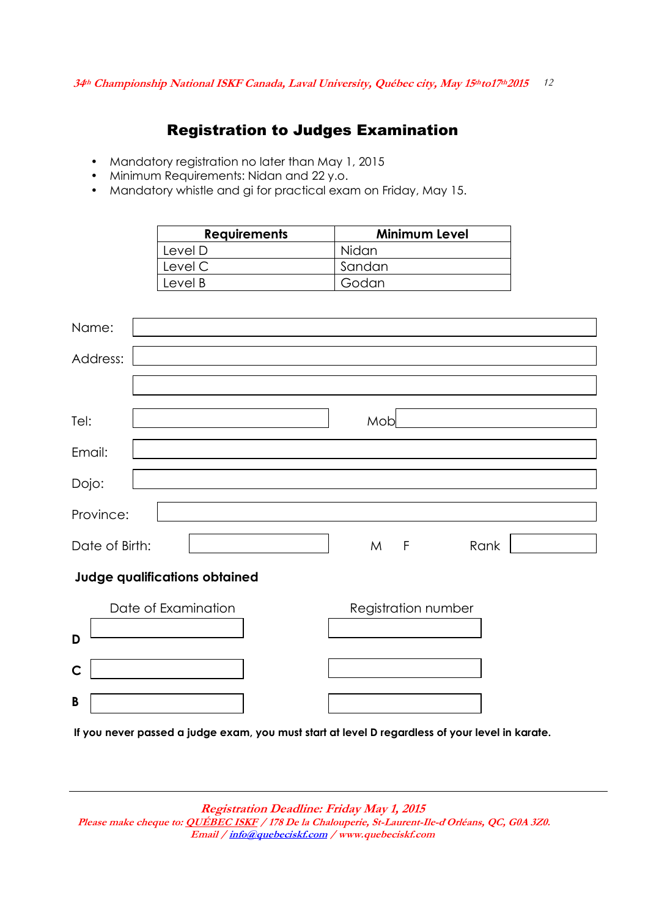## Registration to Judges Examination

- Mandatory registration no later than May 1, 2015
- Minimum Requirements: Nidan and 22 y.o.
- Mandatory whistle and gi for practical exam on Friday, May 15.

| Requirements | Minimum Level |
|---|---|
| Level D | Nidan |
| Level C | Sandan |
| Level B | Godan |

Name:

Address:

Tel: Mob

Email:

Dojo:

Province:

Date of Birth: M F Rank

**Judge qualifications obtained**

| | Date of Examination | Registration number |
|---|---|---|
| **D** | | |
| **C** | | |
| **B** | | |

**If you never passed a judge exam, you must start at level D regardless of your level in karate.**

*Registration Deadline: Friday May 1, 2015*

*Please make cheque to: QUÉBEC ISKF / 178 De la Chalouperie, St-Laurent-Ile-d Orléans, QC, G0A 3Z0.*

*Email / info@quebeciskf.com / www.quebeciskf.com*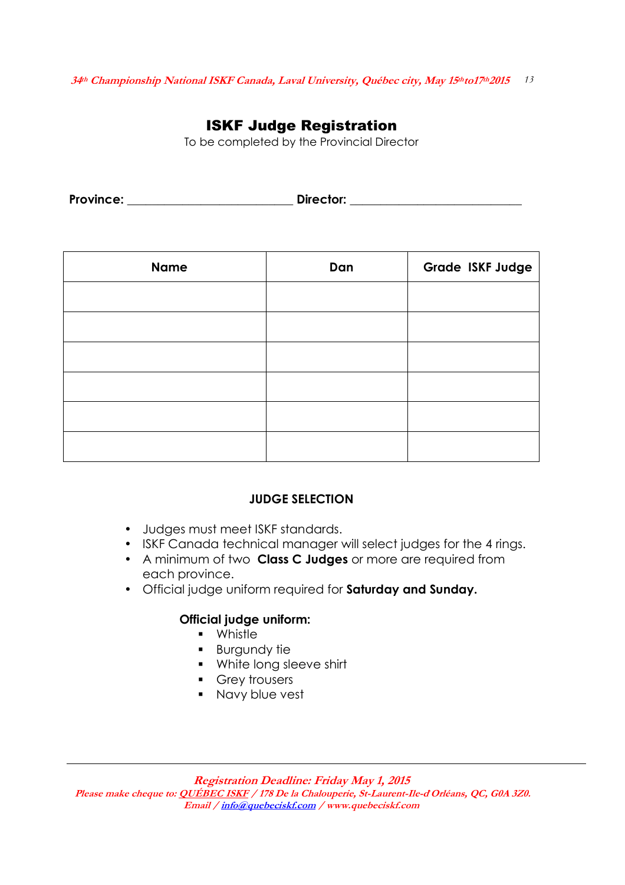# ISKF Judge Registration

To be completed by the Provincial Director

**Province:** ___________________________ **Director:** ____________________________

| Name | Dan | Grade ISKF Judge |
|---|---|---|
| | | |
| | | |
| | | |
| | | |
| | | |
| | | |

## JUDGE SELECTION

- Judges must meet ISKF standards.
- ISKF Canada technical manager will select judges for the 4 rings.
- A minimum of two **Class C Judges** or more are required from each province.
- Official judge uniform required for **Saturday and Sunday.**

**Official judge uniform:**

- Whistle
- Burgundy tie
- White long sleeve shirt
- Grey trousers
- Navy blue vest

*Registration Deadline: Friday May 1, 2015*

*Please make cheque to: QUÉBEC ISKF / 178 De la Chalouperie, St-Laurent-Ile-d Orléans, QC, G0A 3Z0.*

*Email / info@quebeciskf.com / www.quebeciskf.com*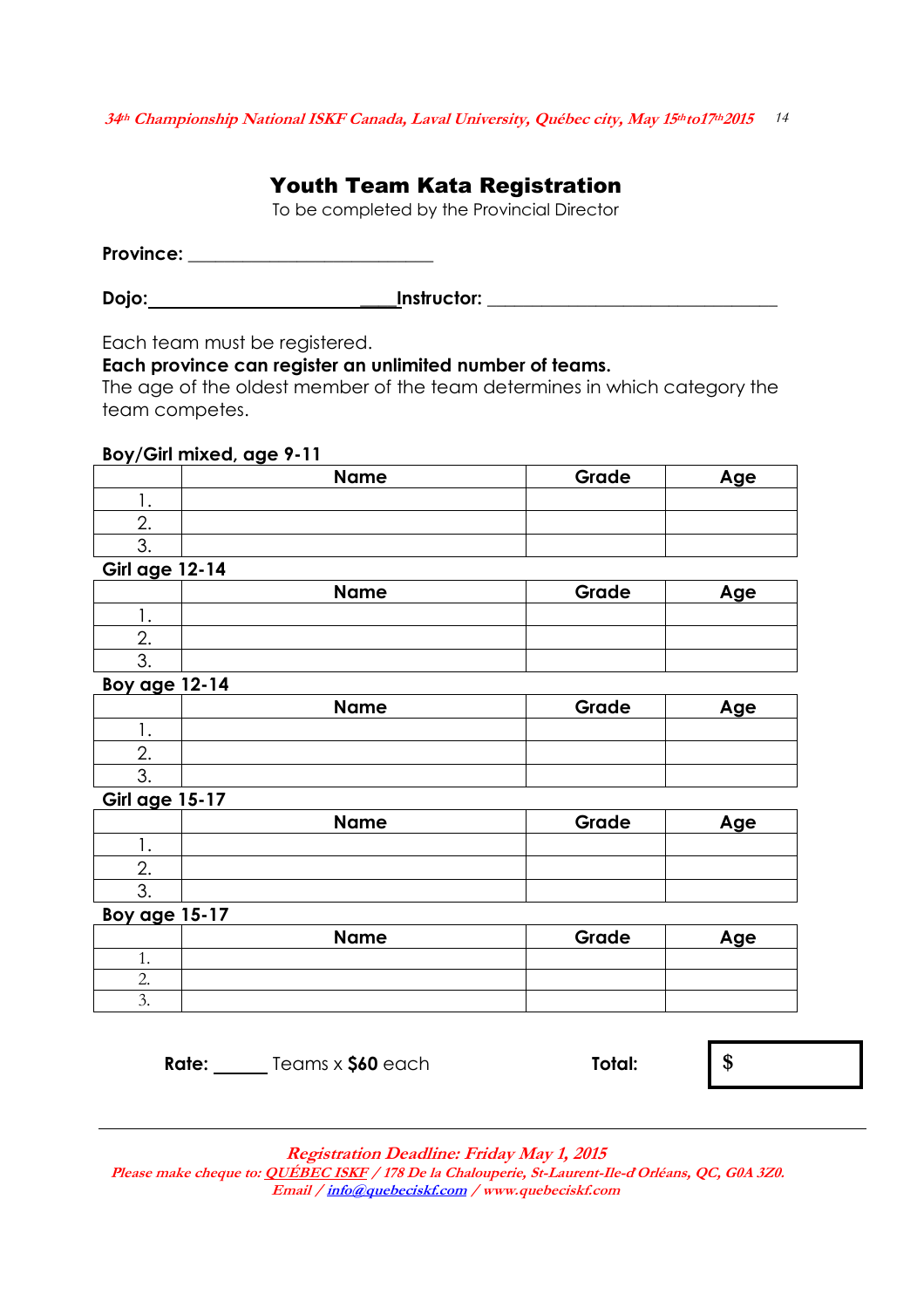# Youth Team Kata Registration

To be completed by the Provincial Director

**Province:** ___________________________

**Dojo:**________________________________**Instructor:** ________________________________

Each team must be registered.

**Each province can register an unlimited number of teams.**

The age of the oldest member of the team determines in which category the team competes.

**Boy/Girl mixed, age 9-11**

| | Name | Grade | Age |
|---|---|---|---|
| 1. | | | |
| 2. | | | |
| 3. | | | |

**Girl age 12-14**

| | Name | Grade | Age |
|---|---|---|---|
| 1. | | | |
| 2. | | | |
| 3. | | | |

**Boy age 12-14**

| | Name | Grade | Age |
|---|---|---|---|
| 1. | | | |
| 2. | | | |
| 3. | | | |

**Girl age 15-17**

| | Name | Grade | Age |
|---|---|---|---|
| 1. | | | |
| 2. | | | |
| 3. | | | |

**Boy age 15-17**

| | Name | Grade | Age |
|---|---|---|---|
| 1. | | | |
| 2. | | | |
| 3. | | | |

**Rate:** ______ Teams x **$60** each **Total:** $

*Registration Deadline: Friday May 1, 2015*

*Please make cheque to: QUÉBEC ISKF / 178 De la Chalouperie, St-Laurent-Ile-d Orléans, QC, G0A 3Z0.*

*Email / info@quebeciskf.com / www.quebeciskf.com*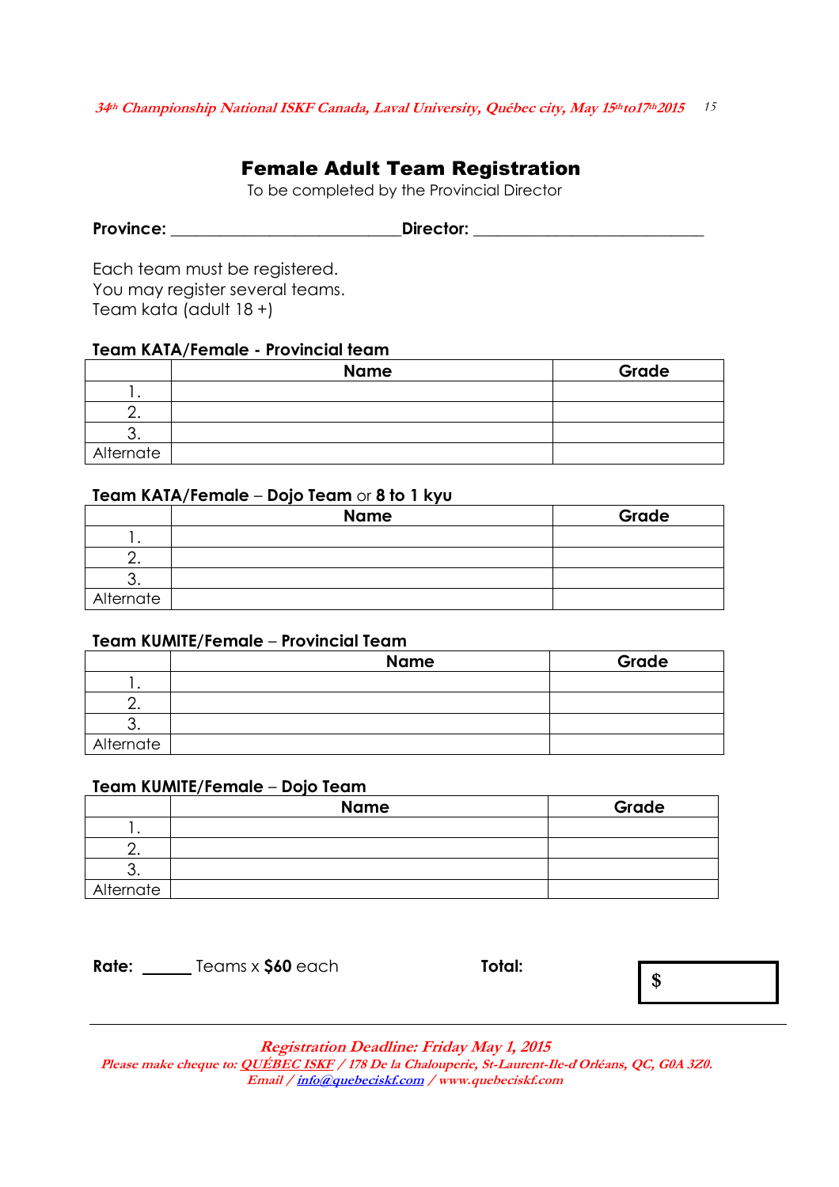# Female Adult Team Registration

To be completed by the Provincial Director

**Province:** ___________________________**Director:** ___________________________

Each team must be registered.
You may register several teams.
Team kata (adult 18 +)

**Team KATA/Female - Provincial team**

| | Name | Grade |
|---|---|---|
| 1. | | |
| 2. | | |
| 3. | | |
| Alternate | | |

**Team KATA/Female – Dojo Team** or **8 to 1 kyu**

| | Name | Grade |
|---|---|---|
| 1. | | |
| 2. | | |
| 3. | | |
| Alternate | | |

**Team KUMITE/Female – Provincial Team**

| | Name | Grade |
|---|---|---|
| 1. | | |
| 2. | | |
| 3. | | |
| Alternate | | |

**Team KUMITE/Female – Dojo Team**

| | Name | Grade |
|---|---|---|
| 1. | | |
| 2. | | |
| 3. | | |
| Alternate | | |

**Rate:** ______ Teams x **$60** each **Total:** $

*Registration Deadline: Friday May 1, 2015*
*Please make cheque to: QUÉBEC ISKF / 178 De la Chalouperie, St-Laurent-Ile-d Orléans, QC, G0A 3Z0.*
*Email / info@quebeciskf.com / www.quebeciskf.com*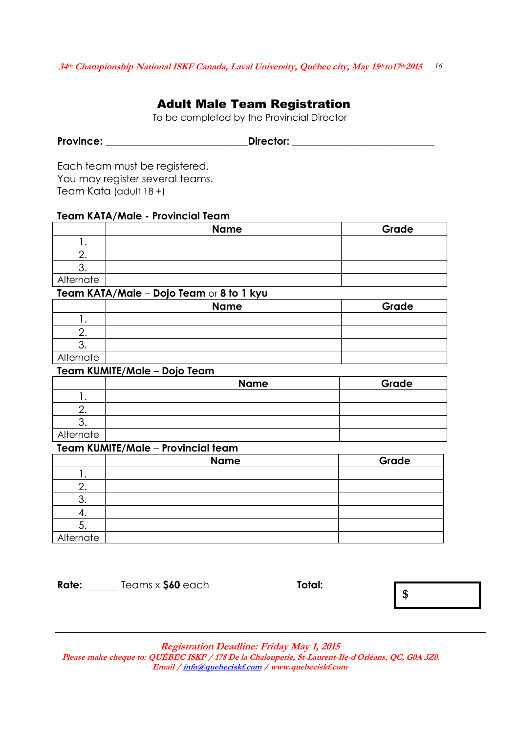# Adult Male Team Registration

To be completed by the Provincial Director

**Province:** ___________________________ **Director:** ___________________________

Each team must be registered.
You may register several teams.
Team Kata (adult 18 +)

**Team KATA/Male - Provincial Team**

| | Name | Grade |
|---|---|---|
| 1. | | |
| 2. | | |
| 3. | | |
| Alternate | | |

**Team KATA/Male – Dojo Team** or **8 to 1 kyu**

| | Name | Grade |
|---|---|---|
| 1. | | |
| 2. | | |
| 3. | | |
| Alternate | | |

**Team KUMITE/Male – Dojo Team**

| | Name | Grade |
|---|---|---|
| 1. | | |
| 2. | | |
| 3. | | |
| Alternate | | |

**Team KUMITE/Male – Provincial team**

| | Name | Grade |
|---|---|---|
| 1. | | |
| 2. | | |
| 3. | | |
| 4. | | |
| 5. | | |
| Alternate | | |

**Rate:** ______ Teams x **$60** each **Total:** $

***Registration Deadline: Friday May 1, 2015***

*Please make cheque to: QUÉBEC ISKF / 178 De la Chalouperie, St-Laurent-Ile-d Orléans, QC, G0A 3Z0.*
*Email / info@quebeciskf.com / www.quebeciskf.com*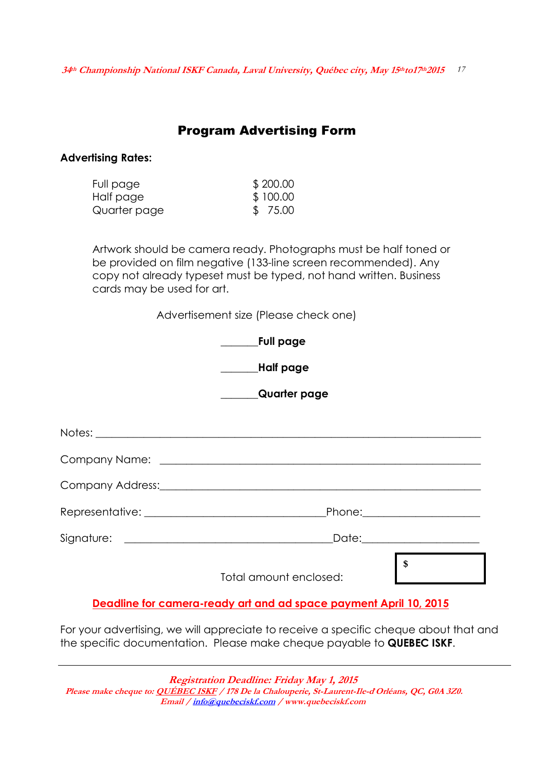## Program Advertising Form

**Advertising Rates:**

| | |
|---|---|
| Full page | $ 200.00 |
| Half page | $ 100.00 |
| Quarter page | $ 75.00 |

Artwork should be camera ready. Photographs must be half toned or be provided on film negative (133-line screen recommended). Any copy not already typeset must be typed, not hand written. Business cards may be used for art.

Advertisement size (Please check one)

_______**Full page**

_______**Half page**

_______**Quarter page**

Notes: ________________________________________________________________

Company Name: ________________________________________________________

Company Address:_______________________________________________________

Representative: ______________________________Phone:___________________

Signature: __________________________________Date:___________________

Total amount enclosed: $

**Deadline for camera-ready art and ad space payment April 10, 2015**

For your advertising, we will appreciate to receive a specific cheque about that and the specific documentation. Please make cheque payable to **QUEBEC ISKF**.

***Registration Deadline: Friday May 1, 2015***

***Please make cheque to: QUÉBEC ISKF / 178 De la Chalouperie, St-Laurent-Ile-d Orléans, QC, G0A 3Z0.***

***Email / info@quebeciskf.com / www.quebeciskf.com***